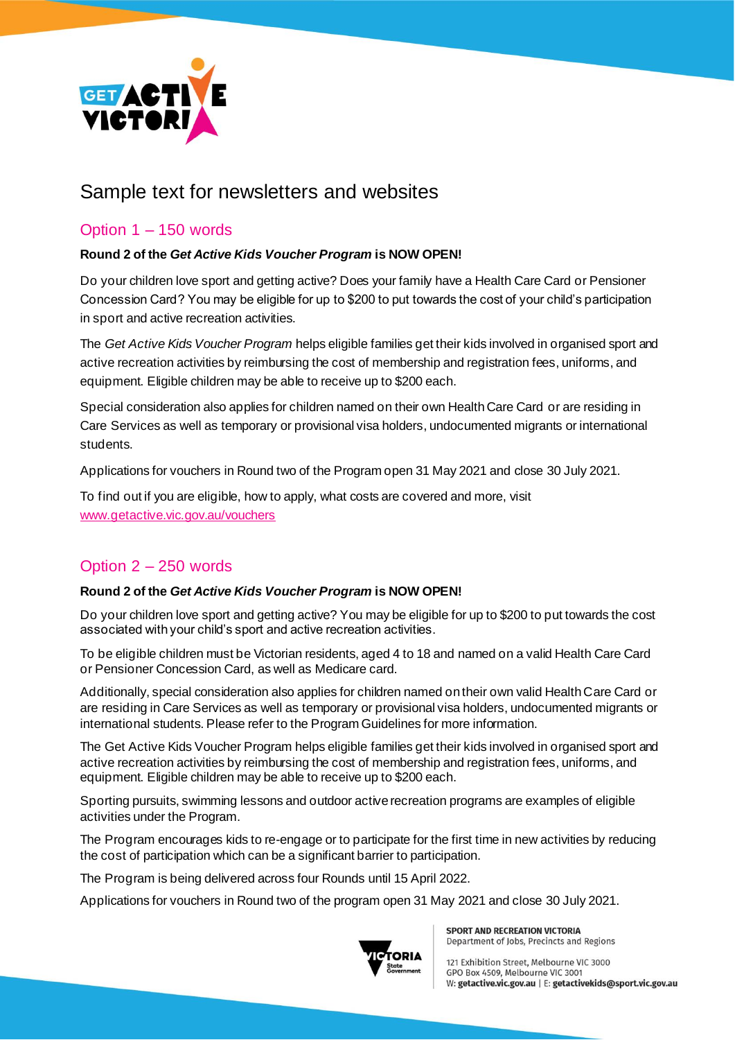# Sample text for newsletters and websites

## Option 1 – 150 words

**Round 2 of the *Get Active Kids Voucher Program* is NOW OPEN!**

Do your children love sport and getting active? Does your family have a Health Care Card or Pensioner Concession Card? You may be eligible for up to $200 to put towards the cost of your child's participation in sport and active recreation activities.

The *Get Active Kids Voucher Program* helps eligible families get their kids involved in organised sport and active recreation activities by reimbursing the cost of membership and registration fees, uniforms, and equipment. Eligible children may be able to receive up to $200 each.

Special consideration also applies for children named on their own Health Care Card or are residing in Care Services as well as temporary or provisional visa holders, undocumented migrants or international students.

Applications for vouchers in Round two of the Program open 31 May 2021 and close 30 July 2021.

To find out if you are eligible, how to apply, what costs are covered and more, visit [www.getactive.vic.gov.au/vouchers](www.getactive.vic.gov.au/vouchers)

## Option 2 – 250 words

**Round 2 of the *Get Active Kids Voucher Program* is NOW OPEN!**

Do your children love sport and getting active? You may be eligible for up to $200 to put towards the cost associated with your child's sport and active recreation activities.

To be eligible children must be Victorian residents, aged 4 to 18 and named on a valid Health Care Card or Pensioner Concession Card, as well as Medicare card.

Additionally, special consideration also applies for children named on their own valid Health Care Card or are residing in Care Services as well as temporary or provisional visa holders, undocumented migrants or international students. Please refer to the Program Guidelines for more information.

The Get Active Kids Voucher Program helps eligible families get their kids involved in organised sport and active recreation activities by reimbursing the cost of membership and registration fees, uniforms, and equipment. Eligible children may be able to receive up to $200 each.

Sporting pursuits, swimming lessons and outdoor active recreation programs are examples of eligible activities under the Program.

The Program encourages kids to re-engage or to participate for the first time in new activities by reducing the cost of participation which can be a significant barrier to participation.

The Program is being delivered across four Rounds until 15 April 2022.

Applications for vouchers in Round two of the program open 31 May 2021 and close 30 July 2021.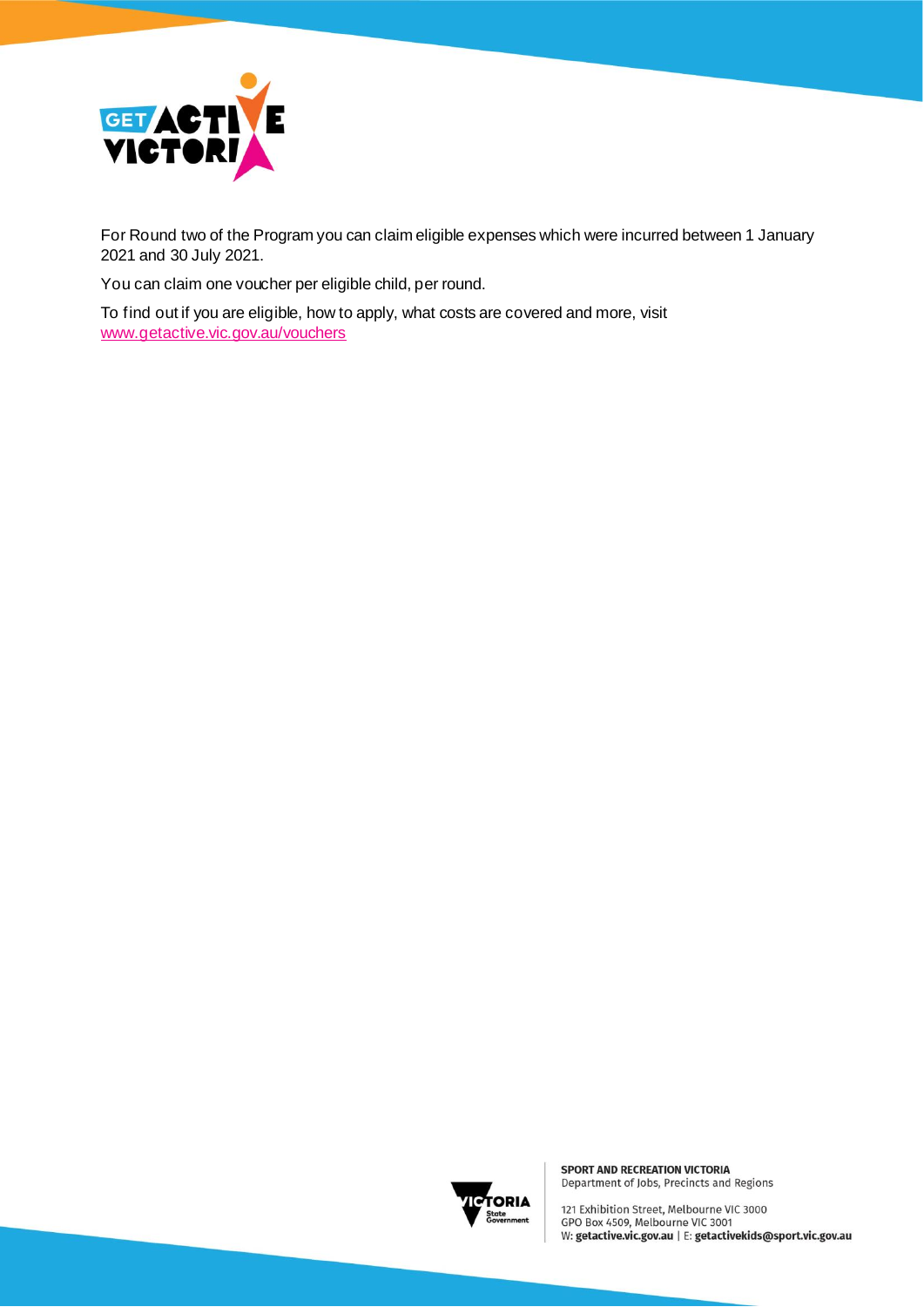For Round two of the Program you can claim eligible expenses which were incurred between 1 January 2021 and 30 July 2021.

You can claim one voucher per eligible child, per round.

To find out if you are eligible, how to apply, what costs are covered and more, visit [www.getactive.vic.gov.au/vouchers](http://www.getactive.vic.gov.au/vouchers)

**SPORT AND RECREATION VICTORIA**
Department of Jobs, Precincts and Regions

121 Exhibition Street, Melbourne VIC 3000
GPO Box 4509, Melbourne VIC 3001
W: **getactive.vic.gov.au** | E: **getactivekids@sport.vic.gov.au**